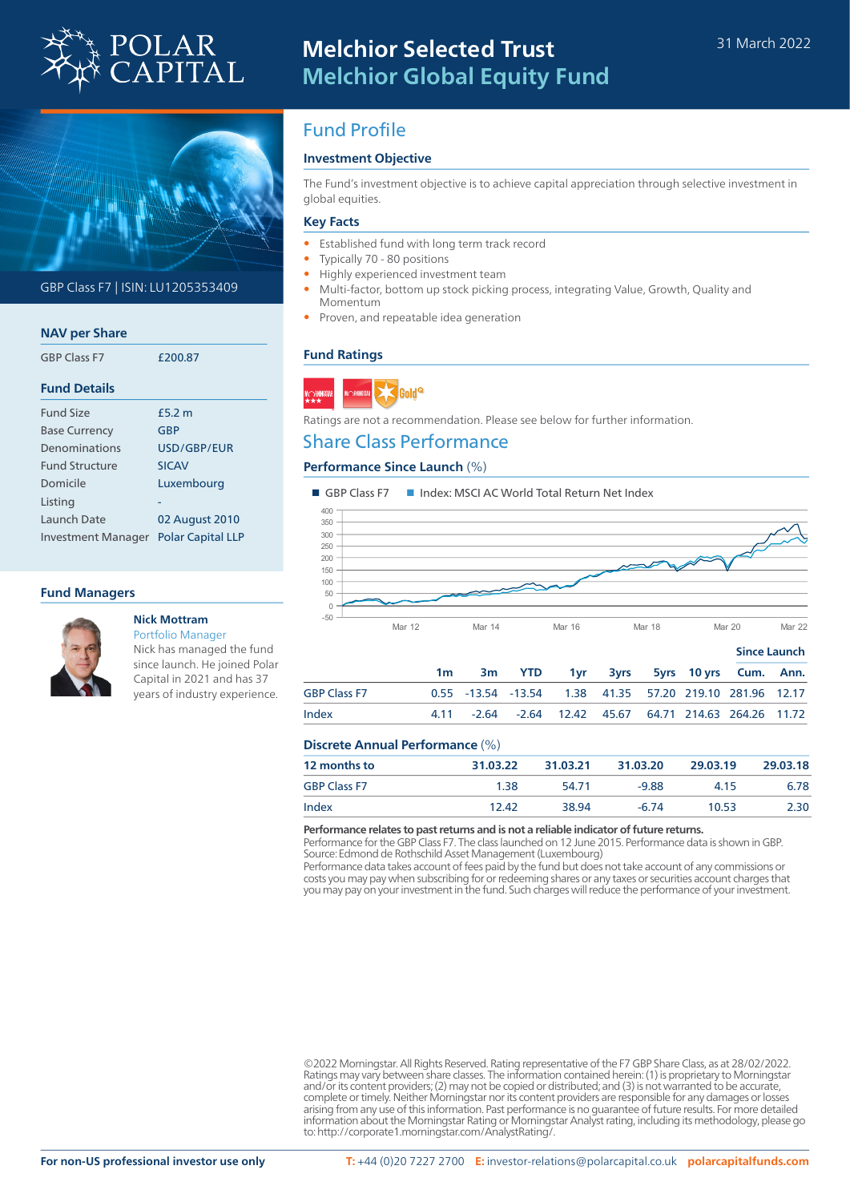# Melchior Selected Trust
## Melchior Global Equity Fund

31 March 2022

GBP Class F7 | ISIN: LU1205353409

### NAV per Share

| | |
|---|---|
| GBP Class F7 | £200.87 |

### Fund Details

| | |
|---|---|
| Fund Size | £5.2 m |
| Base Currency | GBP |
| Denominations | USD/GBP/EUR |
| Fund Structure | SICAV |
| Domicile | Luxembourg |
| Listing | - |
| Launch Date | 02 August 2010 |
| Investment Manager | Polar Capital LLP |

### Fund Managers

**Nick Mottram**
Portfolio Manager
Nick has managed the fund since launch. He joined Polar Capital in 2021 and has 37 years of industry experience.

## Fund Profile

### Investment Objective

The Fund's investment objective is to achieve capital appreciation through selective investment in global equities.

### Key Facts

- Established fund with long term track record
- Typically 70 - 80 positions
- Highly experienced investment team
- Multi-factor, bottom up stock picking process, integrating Value, Growth, Quality and Momentum
- Proven, and repeatable idea generation

### Fund Ratings

Ratings are not a recommendation. Please see below for further information.

## Share Class Performance

### Performance Since Launch (%)

■ GBP Class F7 ■ Index: MSCI AC World Total Return Net Index

| | 1m | 3m | YTD | 1yr | 3yrs | 5yrs | 10 yrs | Since Launch Cum. | Since Launch Ann. |
|---|---|---|---|---|---|---|---|---|---|
| GBP Class F7 | 0.55 | -13.54 | -13.54 | 1.38 | 41.35 | 57.20 | 219.10 | 281.96 | 12.17 |
| Index | 4.11 | -2.64 | -2.64 | 12.42 | 45.67 | 64.71 | 214.63 | 264.26 | 11.72 |

### Discrete Annual Performance (%)

| 12 months to | 31.03.22 | 31.03.21 | 31.03.20 | 29.03.19 | 29.03.18 |
|---|---|---|---|---|---|
| GBP Class F7 | 1.38 | 54.71 | -9.88 | 4.15 | 6.78 |
| Index | 12.42 | 38.94 | -6.74 | 10.53 | 2.30 |

**Performance relates to past returns and is not a reliable indicator of future returns.**
Performance for the GBP Class F7. The class launched on 12 June 2015. Performance data is shown in GBP.
Source: Edmond de Rothschild Asset Management (Luxembourg)
Performance data takes account of fees paid by the fund but does not take account of any commissions or costs you may pay when subscribing for or redeeming shares or any taxes or securities account charges that you may pay on your investment in the fund. Such charges will reduce the performance of your investment.

©2022 Morningstar. All Rights Reserved. Rating representative of the F7 GBP Share Class, as at 28/02/2022. Ratings may vary between share classes. The information contained herein: (1) is proprietary to Morningstar and/or its content providers; (2) may not be copied or distributed; and (3) is not warranted to be accurate, complete or timely. Neither Morningstar nor its content providers are responsible for any damages or losses arising from any use of this information. Past performance is no guarantee of future results. For more detailed information about the Morningstar Rating or Morningstar Analyst rating, including its methodology, please go to: http://corporate1.morningstar.com/AnalystRating/.

**For non-US professional investor use only**

**T:** +44 (0)20 7227 2700 **E:** investor-relations@polarcapital.co.uk **polarcapitalfunds.com**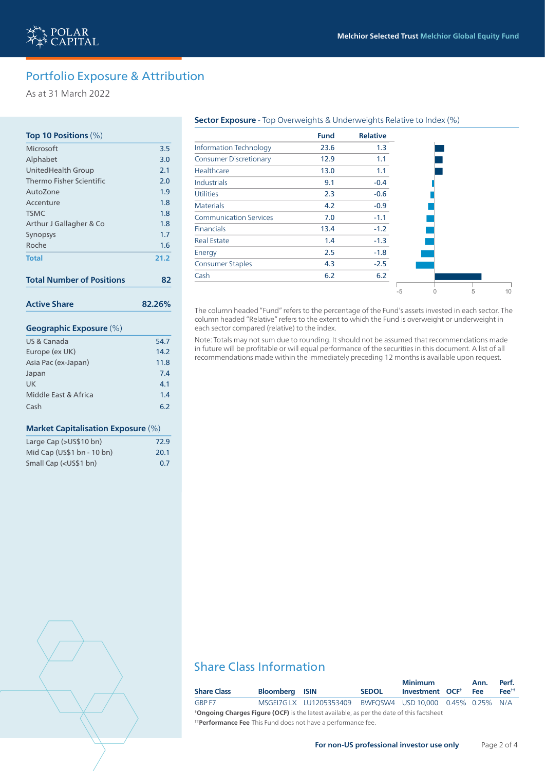## Portfolio Exposure & Attribution

As at 31 March 2022

**Top 10 Positions** (%)

| | |
|---|---|
| Microsoft | 3.5 |
| Alphabet | 3.0 |
| UnitedHealth Group | 2.1 |
| Thermo Fisher Scientific | 2.0 |
| AutoZone | 1.9 |
| Accenture | 1.8 |
| TSMC | 1.8 |
| Arthur J Gallagher & Co | 1.8 |
| Synopsys | 1.7 |
| Roche | 1.6 |
| **Total** | **21.2** |

| | |
|---|---|
| **Total Number of Positions** | **82** |

| | |
|---|---|
| **Active Share** | **82.26%** |

**Geographic Exposure** (%)

| | |
|---|---|
| US & Canada | 54.7 |
| Europe (ex UK) | 14.2 |
| Asia Pac (ex-Japan) | 11.8 |
| Japan | 7.4 |
| UK | 4.1 |
| Middle East & Africa | 1.4 |
| Cash | 6.2 |

**Market Capitalisation Exposure** (%)

| | |
|---|---|
| Large Cap (>US$10 bn) | 72.9 |
| Mid Cap (US$1 bn - 10 bn) | 20.1 |
| Small Cap (<US$1 bn) | 0.7 |

**Sector Exposure** - Top Overweights & Underweights Relative to Index (%)

| | Fund | Relative |
|---|---|---|
| Information Technology | 23.6 | 1.3 |
| Consumer Discretionary | 12.9 | 1.1 |
| Healthcare | 13.0 | 1.1 |
| Industrials | 9.1 | -0.4 |
| Utilities | 2.3 | -0.6 |
| Materials | 4.2 | -0.9 |
| Communication Services | 7.0 | -1.1 |
| Financials | 13.4 | -1.2 |
| Real Estate | 1.4 | -1.3 |
| Energy | 2.5 | -1.8 |
| Consumer Staples | 4.3 | -2.5 |
| Cash | 6.2 | 6.2 |

The column headed "Fund" refers to the percentage of the Fund's assets invested in each sector. The column headed "Relative" refers to the extent to which the Fund is overweight or underweight in each sector compared (relative) to the index.

Note: Totals may not sum due to rounding. It should not be assumed that recommendations made in future will be profitable or will equal performance of the securities in this document. A list of all recommendations made within the immediately preceding 12 months is available upon request.

## Share Class Information

| Share Class | Bloomberg | ISIN | SEDOL | Minimum Investment | OCF† | Ann. Fee | Perf. Fee†† |
|---|---|---|---|---|---|---|---|
| GBP F7 | MSGEI7G LX | LU1205353409 | BWFQSW4 | USD 10,000 | 0.45% | 0.25% | N/A |

†**Ongoing Charges Figure (OCF)** is the latest available, as per the date of this factsheet

††**Performance Fee** This Fund does not have a performance fee.

**For non-US professional investor use only**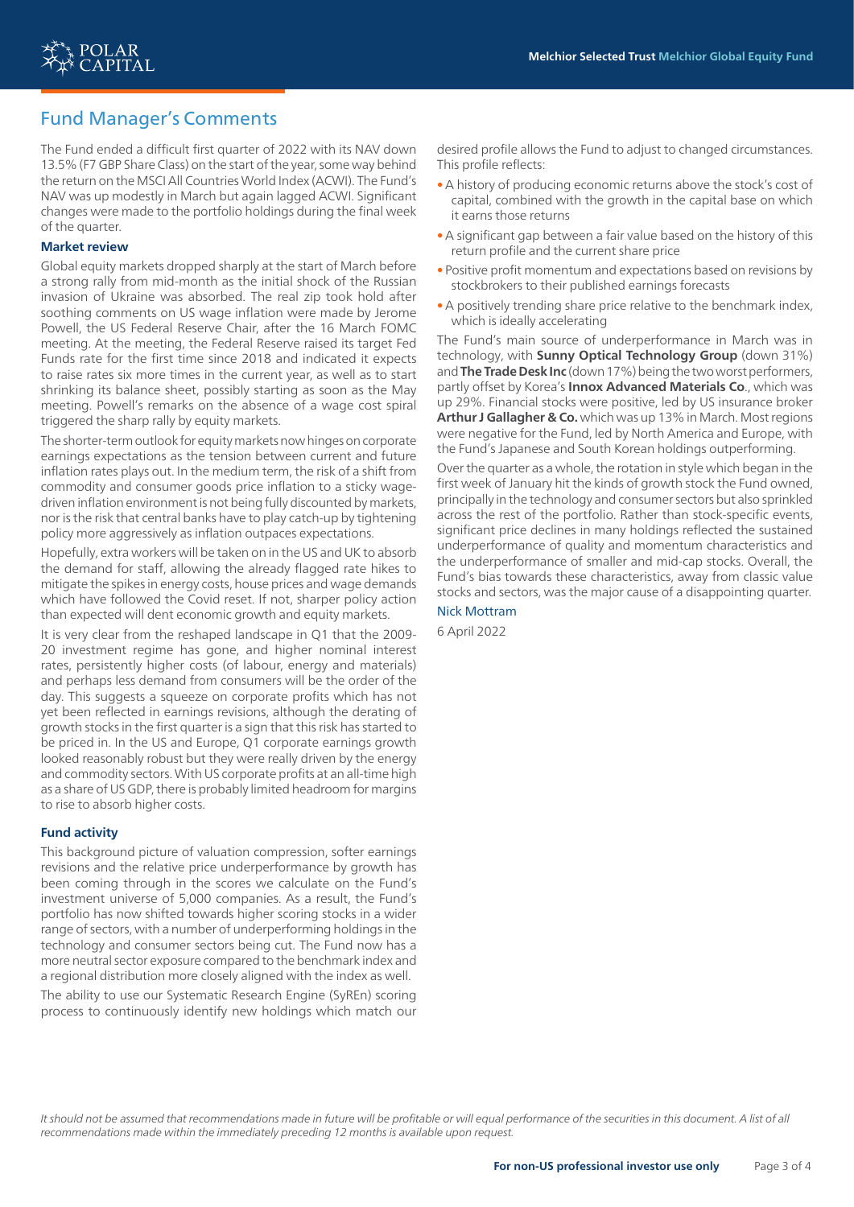## Fund Manager's Comments

The Fund ended a difficult first quarter of 2022 with its NAV down 13.5% (F7 GBP Share Class) on the start of the year, some way behind the return on the MSCI All Countries World Index (ACWI). The Fund's NAV was up modestly in March but again lagged ACWI. Significant changes were made to the portfolio holdings during the final week of the quarter.

### Market review

Global equity markets dropped sharply at the start of March before a strong rally from mid-month as the initial shock of the Russian invasion of Ukraine was absorbed. The real zip took hold after soothing comments on US wage inflation were made by Jerome Powell, the US Federal Reserve Chair, after the 16 March FOMC meeting. At the meeting, the Federal Reserve raised its target Fed Funds rate for the first time since 2018 and indicated it expects to raise rates six more times in the current year, as well as to start shrinking its balance sheet, possibly starting as soon as the May meeting. Powell's remarks on the absence of a wage cost spiral triggered the sharp rally by equity markets.

The shorter-term outlook for equity markets now hinges on corporate earnings expectations as the tension between current and future inflation rates plays out. In the medium term, the risk of a shift from commodity and consumer goods price inflation to a sticky wage-driven inflation environment is not being fully discounted by markets, nor is the risk that central banks have to play catch-up by tightening policy more aggressively as inflation outpaces expectations.

Hopefully, extra workers will be taken on in the US and UK to absorb the demand for staff, allowing the already flagged rate hikes to mitigate the spikes in energy costs, house prices and wage demands which have followed the Covid reset. If not, sharper policy action than expected will dent economic growth and equity markets.

It is very clear from the reshaped landscape in Q1 that the 2009-20 investment regime has gone, and higher nominal interest rates, persistently higher costs (of labour, energy and materials) and perhaps less demand from consumers will be the order of the day. This suggests a squeeze on corporate profits which has not yet been reflected in earnings revisions, although the derating of growth stocks in the first quarter is a sign that this risk has started to be priced in. In the US and Europe, Q1 corporate earnings growth looked reasonably robust but they were really driven by the energy and commodity sectors. With US corporate profits at an all-time high as a share of US GDP, there is probably limited headroom for margins to rise to absorb higher costs.

### Fund activity

This background picture of valuation compression, softer earnings revisions and the relative price underperformance by growth has been coming through in the scores we calculate on the Fund's investment universe of 5,000 companies. As a result, the Fund's portfolio has now shifted towards higher scoring stocks in a wider range of sectors, with a number of underperforming holdings in the technology and consumer sectors being cut. The Fund now has a more neutral sector exposure compared to the benchmark index and a regional distribution more closely aligned with the index as well.

The ability to use our Systematic Research Engine (SyREn) scoring process to continuously identify new holdings which match our desired profile allows the Fund to adjust to changed circumstances. This profile reflects:

- A history of producing economic returns above the stock's cost of capital, combined with the growth in the capital base on which it earns those returns
- A significant gap between a fair value based on the history of this return profile and the current share price
- Positive profit momentum and expectations based on revisions by stockbrokers to their published earnings forecasts
- A positively trending share price relative to the benchmark index, which is ideally accelerating

The Fund's main source of underperformance in March was in technology, with **Sunny Optical Technology Group** (down 31%) and **The Trade Desk Inc** (down 17%) being the two worst performers, partly offset by Korea's **Innox Advanced Materials Co**., which was up 29%. Financial stocks were positive, led by US insurance broker **Arthur J Gallagher & Co.** which was up 13% in March. Most regions were negative for the Fund, led by North America and Europe, with the Fund's Japanese and South Korean holdings outperforming.

Over the quarter as a whole, the rotation in style which began in the first week of January hit the kinds of growth stock the Fund owned, principally in the technology and consumer sectors but also sprinkled across the rest of the portfolio. Rather than stock-specific events, significant price declines in many holdings reflected the sustained underperformance of quality and momentum characteristics and the underperformance of smaller and mid-cap stocks. Overall, the Fund's bias towards these characteristics, away from classic value stocks and sectors, was the major cause of a disappointing quarter.

Nick Mottram

6 April 2022

*It should not be assumed that recommendations made in future will be profitable or will equal performance of the securities in this document. A list of all recommendations made within the immediately preceding 12 months is available upon request.*

**For non-US professional investor use only**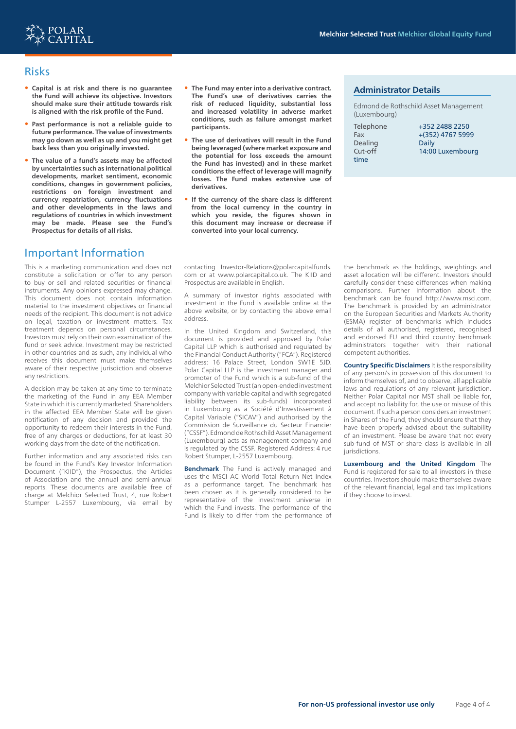## Risks

- **Capital is at risk and there is no guarantee the Fund will achieve its objective. Investors should make sure their attitude towards risk is aligned with the risk profile of the Fund.**
- **Past performance is not a reliable guide to future performance. The value of investments may go down as well as up and you might get back less than you originally invested.**
- **The value of a fund's assets may be affected by uncertainties such as international political developments, market sentiment, economic conditions, changes in government policies, restrictions on foreign investment and currency repatriation, currency fluctuations and other developments in the laws and regulations of countries in which investment may be made. Please see the Fund's Prospectus for details of all risks.**
- **The Fund may enter into a derivative contract. The Fund's use of derivatives carries the risk of reduced liquidity, substantial loss and increased volatility in adverse market conditions, such as failure amongst market participants.**
- **The use of derivatives will result in the Fund being leveraged (where market exposure and the potential for loss exceeds the amount the Fund has invested) and in these market conditions the effect of leverage will magnify losses. The Fund makes extensive use of derivatives.**
- **If the currency of the share class is different from the local currency in the country in which you reside, the figures shown in this document may increase or decrease if converted into your local currency.**

### Administrator Details

Edmond de Rothschild Asset Management (Luxembourg)

| | |
|---|---|
| Telephone | +352 2488 2250 |
| Fax | +(352) 4767 5999 |
| Dealing | Daily |
| Cut-off time | 14:00 Luxembourg |

## Important Information

This is a marketing communication and does not constitute a solicitation or offer to any person to buy or sell and related securities or financial instruments. Any opinions expressed may change. This document does not contain information material to the investment objectives or financial needs of the recipient. This document is not advice on legal, taxation or investment matters. Tax treatment depends on personal circumstances. Investors must rely on their own examination of the fund or seek advice. Investment may be restricted in other countries and as such, any individual who receives this document must make themselves aware of their respective jurisdiction and observe any restrictions.

A decision may be taken at any time to terminate the marketing of the Fund in any EEA Member State in which it is currently marketed. Shareholders in the affected EEA Member State will be given notification of any decision and provided the opportunity to redeem their interests in the Fund, free of any charges or deductions, for at least 30 working days from the date of the notification.

Further information and any associated risks can be found in the Fund's Key Investor Information Document ("KIID"), the Prospectus, the Articles of Association and the annual and semi-annual reports. These documents are available free of charge at Melchior Selected Trust, 4, rue Robert Stumper L-2557 Luxembourg, via email by contacting Investor-Relations@polarcapitalfunds.com or at www.polarcapital.co.uk. The KIID and Prospectus are available in English.

A summary of investor rights associated with investment in the Fund is available online at the above website, or by contacting the above email address.

In the United Kingdom and Switzerland, this document is provided and approved by Polar Capital LLP which is authorised and regulated by the Financial Conduct Authority ("FCA"). Registered address: 16 Palace Street, London SW1E 5JD. Polar Capital LLP is the investment manager and promoter of the Fund which is a sub-fund of the Melchior Selected Trust (an open-ended investment company with variable capital and with segregated liability between its sub-funds) incorporated in Luxembourg as a Société d'Investissement à Capital Variable ("SICAV") and authorised by the Commission de Surveillance du Secteur Financier ("CSSF"). Edmond de Rothschild Asset Management (Luxembourg) acts as management company and is regulated by the CSSF. Registered Address: 4 rue Robert Stumper, L-2557 Luxembourg.

**Benchmark** The Fund is actively managed and uses the MSCI AC World Total Return Net Index as a performance target. The benchmark has been chosen as it is generally considered to be representative of the investment universe in which the Fund invests. The performance of the Fund is likely to differ from the performance of the benchmark as the holdings, weightings and asset allocation will be different. Investors should carefully consider these differences when making comparisons. Further information about the benchmark can be found http://www.msci.com. The benchmark is provided by an administrator on the European Securities and Markets Authority (ESMA) register of benchmarks which includes details of all authorised, registered, recognised and endorsed EU and third country benchmark administrators together with their national competent authorities.

**Country Specific Disclaimers** It is the responsibility of any person/s in possession of this document to inform themselves of, and to observe, all applicable laws and regulations of any relevant jurisdiction. Neither Polar Capital nor MST shall be liable for, and accept no liability for, the use or misuse of this document. If such a person considers an investment in Shares of the Fund, they should ensure that they have been properly advised about the suitability of an investment. Please be aware that not every sub-fund of MST or share class is available in all jurisdictions.

**Luxembourg and the United Kingdom** The Fund is registered for sale to all investors in these countries. Investors should make themselves aware of the relevant financial, legal and tax implications if they choose to invest.

**For non-US professional investor use only**